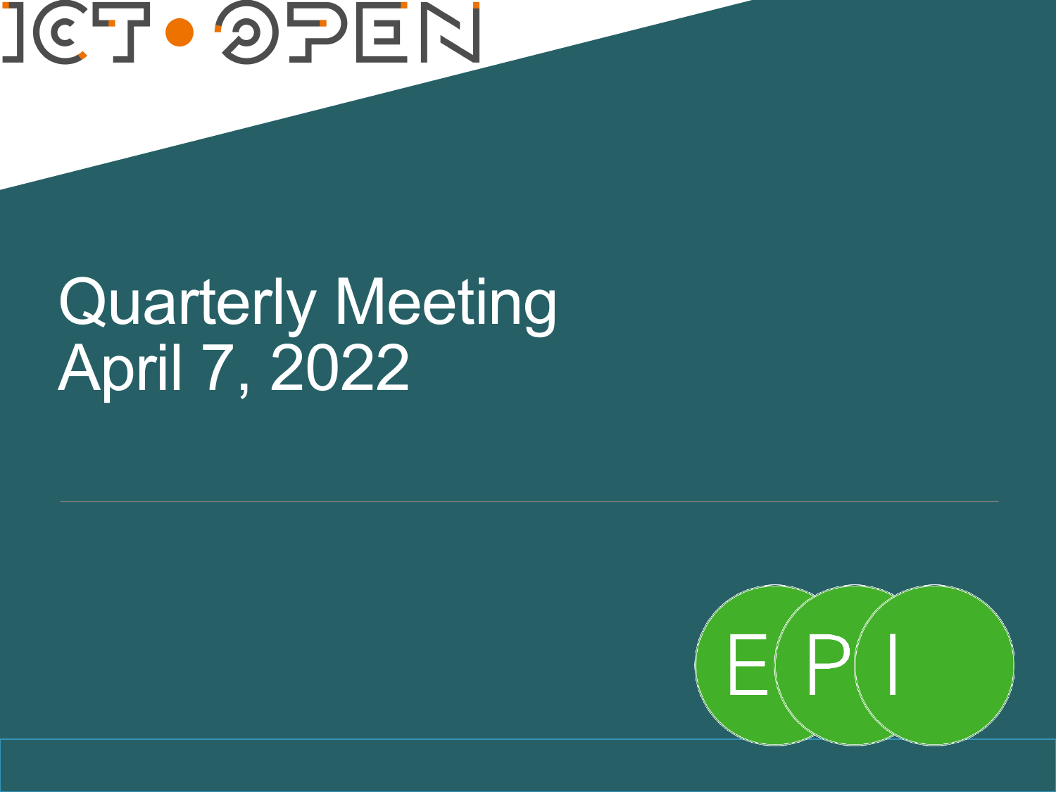ICT • OPEN

# Quarterly Meeting
# April 7, 2022

EPI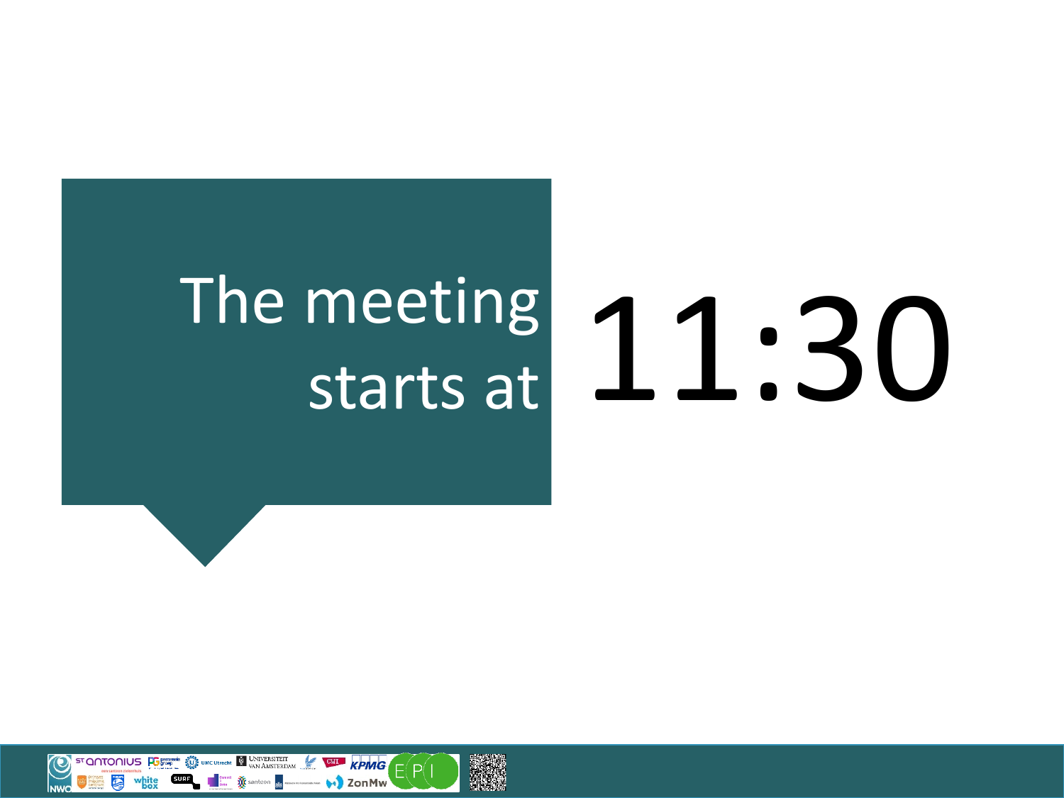The meeting starts at

# 11:30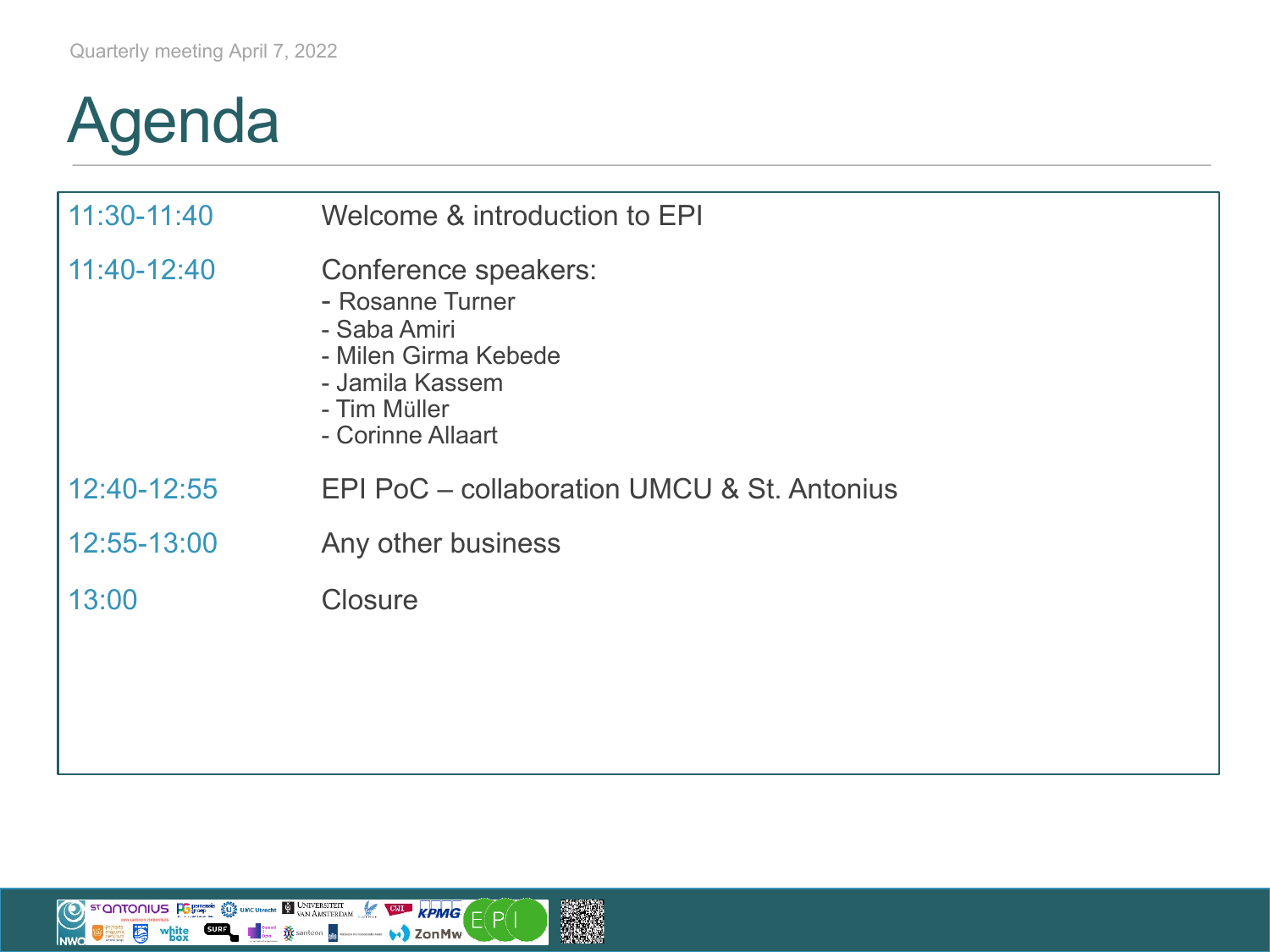Quarterly meeting April 7, 2022

# Agenda

| | |
|---|---|
| 11:30-11:40 | Welcome & introduction to EPI |
| 11:40-12:40 | Conference speakers:<br>- Rosanne Turner<br>- Saba Amiri<br>- Milen Girma Kebede<br>- Jamila Kassem<br>- Tim Müller<br>- Corinne Allaart |
| 12:40-12:55 | EPI PoC – collaboration UMCU & St. Antonius |
| 12:55-13:00 | Any other business |
| 13:00 | Closure |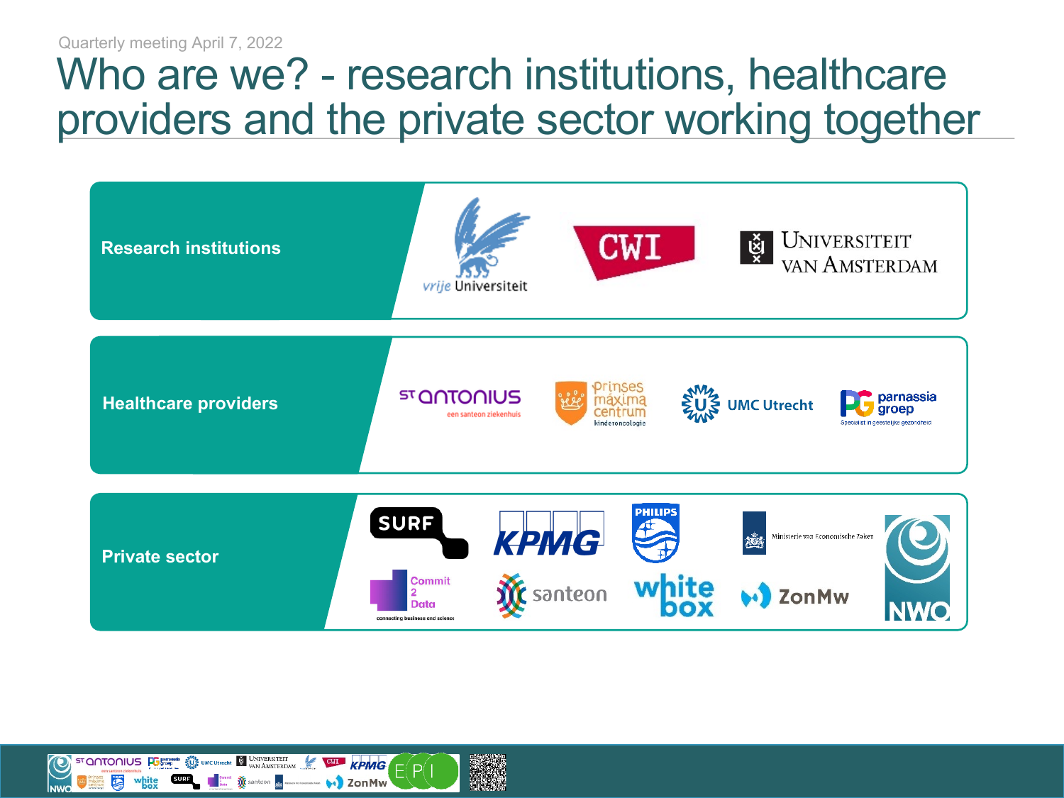Quarterly meeting April 7, 2022

# Who are we? - research institutions, healthcare providers and the private sector working together

**Research institutions**

- vrije Universiteit
- CWI
- Universiteit van Amsterdam

**Healthcare providers**

- St Antonius – een santeon ziekenhuis
- Prinses Máxima Centrum kinderoncologie
- UMC Utrecht
- Parnassia Groep – Specialist in geestelijke gezondheid

**Private sector**

- SURF
- KPMG
- Philips
- Ministerie van Economische Zaken
- NWO
- Commit 2 Data – connecting business and science
- santeon
- white box
- ZonMw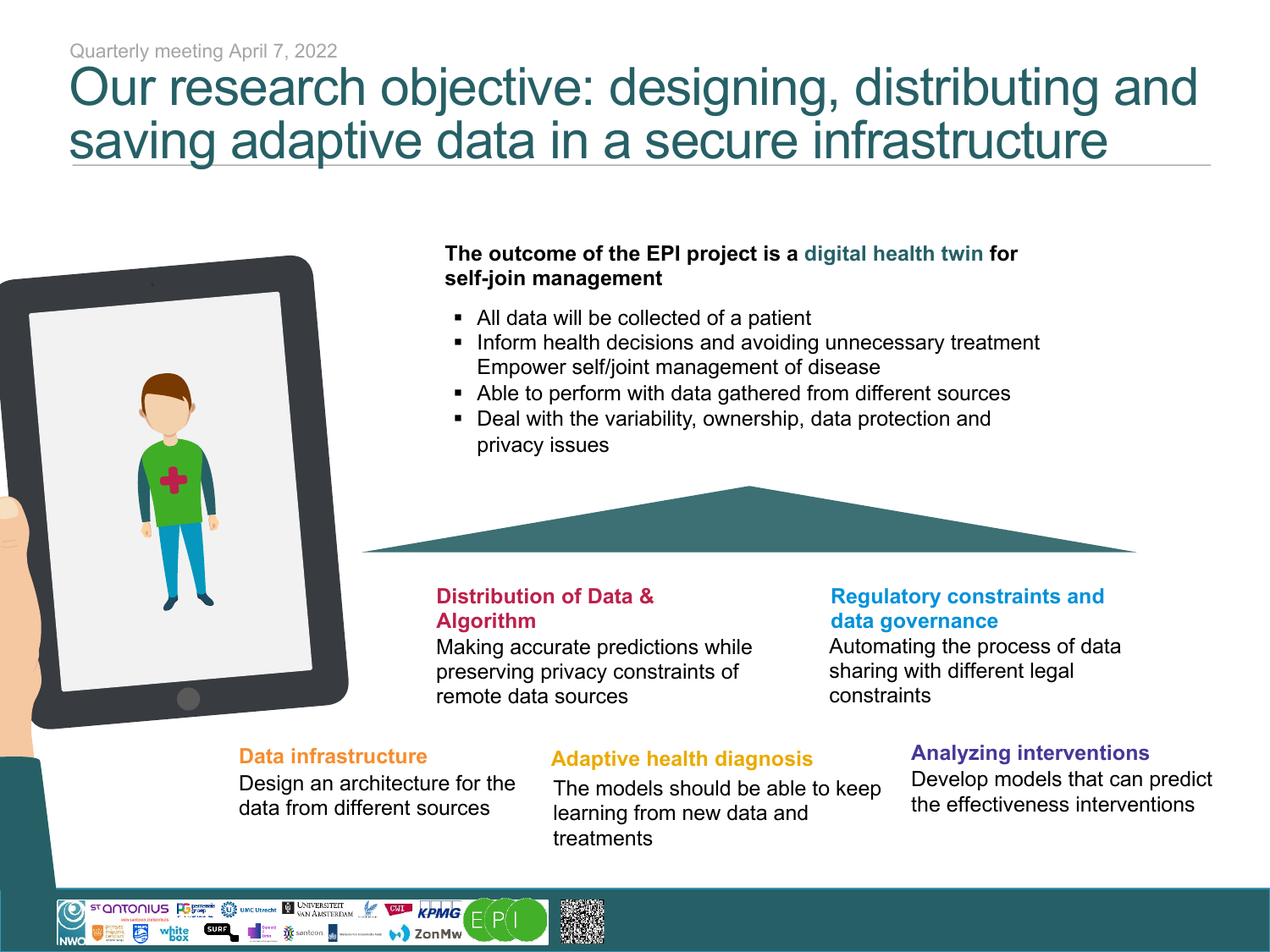Quarterly meeting April 7, 2022

# Our research objective: designing, distributing and saving adaptive data in a secure infrastructure

**The outcome of the EPI project is a digital health twin for self-join management**

- All data will be collected of a patient
- Inform health decisions and avoiding unnecessary treatment Empower self/joint management of disease
- Able to perform with data gathered from different sources
- Deal with the variability, ownership, data protection and privacy issues

**Distribution of Data & Algorithm**
Making accurate predictions while preserving privacy constraints of remote data sources

**Regulatory constraints and data governance**
Automating the process of data sharing with different legal constraints

**Data infrastructure**
Design an architecture for the data from different sources

**Adaptive health diagnosis**
The models should be able to keep learning from new data and treatments

**Analyzing interventions**
Develop models that can predict the effectiveness interventions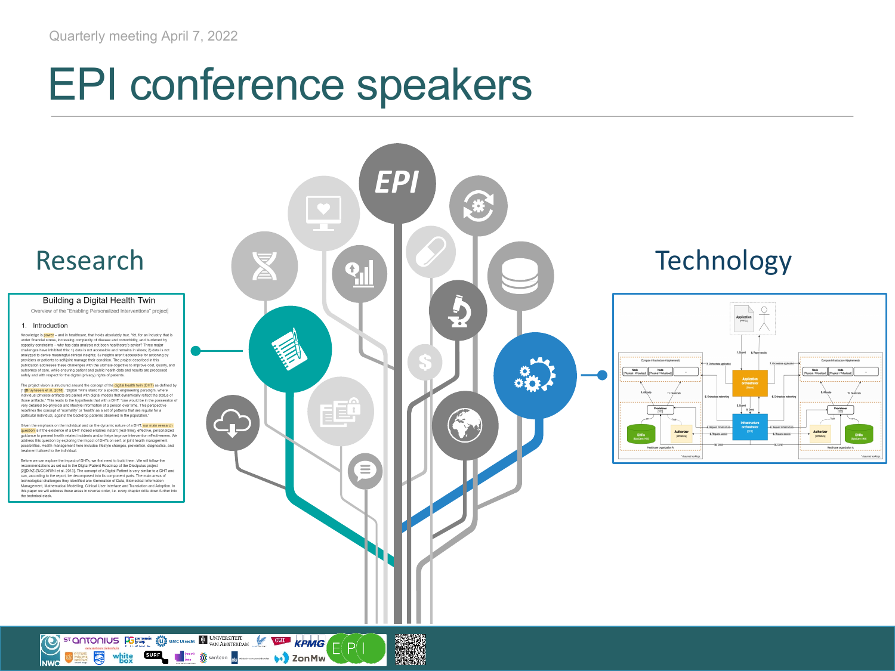Quarterly meeting April 7, 2022

# EPI conference speakers

## Research

### Building a Digital Health Twin

Overview of the "Enabling Personalized Interventions" project

1. Introduction

Knowledge is power – and in healthcare, that holds absolutely true. Yet, for an industry that is under financial stress, increasing complexity of disease and comorbidity, and burdened by capacity constraints – why has data analysis not been healthcare's savior? Three major challenges have inhibited this: 1) data is not accessible and remains in siloes; 2) data is not analyzed to derive meaningful clinical insights; 3) insights aren't accessible for actioning by providers or patients to self/joint manage their condition. The project described in this publication addresses these challenges with the ultimate objective to improve cost, quality, and outcomes of care, while ensuring patient and public health data and results are processed safely and with respect for the digital (privacy) rights of patients.

The project vision is structured around the concept of the digital health twin (DHT) as defined by [1][Bruynseels et al. 2018]. "Digital Twins stand for a specific engineering paradigm, where individual physical artifacts are paired with digital models that dynamically reflect the status of those artifacts." This leads to the hypothesis that with a DHT: "one would be in the possession of very detailed bio-physical and lifestyle information of a person over time. This perspective redefines the concept of 'normality' or 'health' as a set of patterns that are regular for a particular individual, against the backdrop patterns observed in the population."

Given the emphasis on the individual and on the dynamic nature of a DHT, our main research question is if the existence of a DHT indeed enables instant (real-time), effective, personalized guidance to prevent health related incidents and/or helps improve intervention effectiveness. We address this question by exploring the impact of DHTs on self- or joint health management possibilities. Health management here includes lifestyle changes, prevention, diagnostics, and treatment tailored to the individual.

Before we can explore the impact of DHTs, we first need to build them. We will follow the recommendations as set out in the Digital Patient Roadmap of the Discipulus project [2][DÍAZ-ZUCCARINI et al. 2013]. The concept of a Digital Patient is very similar to a DHT and can, according to the report, be decomposed into its component parts. The main areas of technological challenges they identified are: Generation of Data, Biomedical Information Management, Mathematical Modelling, Clinical User Interface and Translation and Adoption. In this paper we will address these areas in reverse order, i.e. every chapter drills down further into the technical stack.

## Technology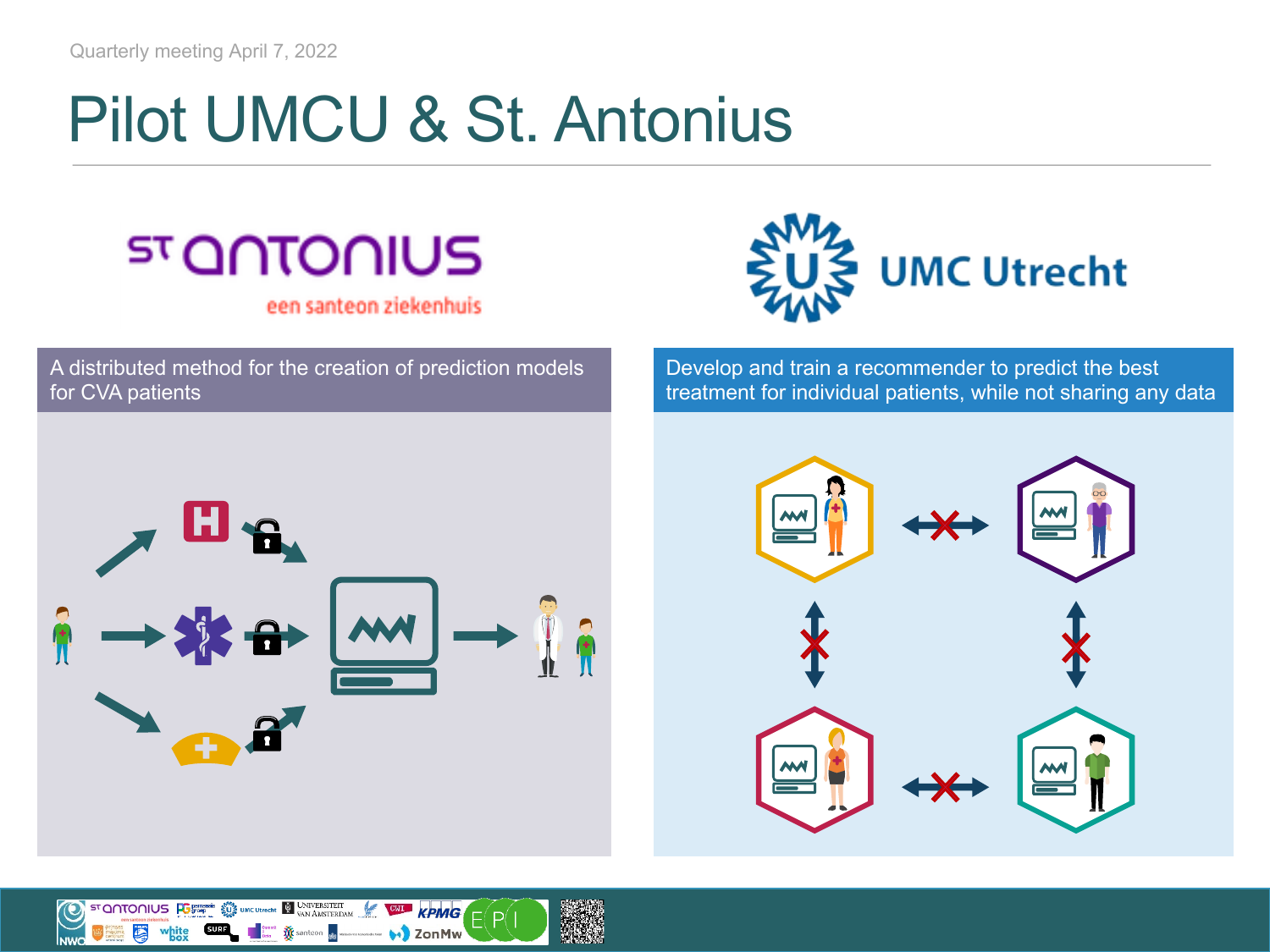# Pilot UMCU & St. Antonius

A distributed method for the creation of prediction models for CVA patients

Develop and train a recommender to predict the best treatment for individual patients, while not sharing any data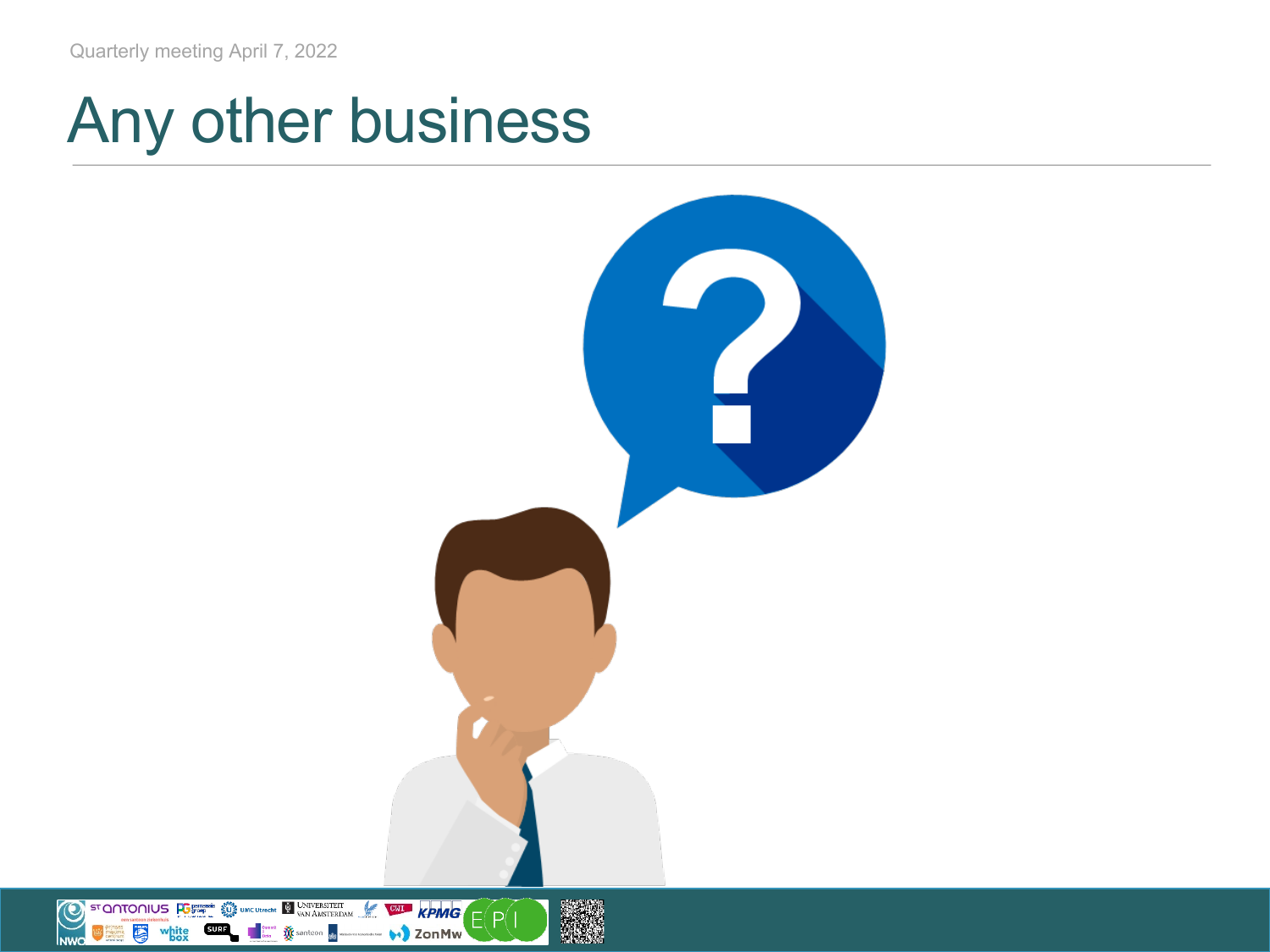Quarterly meeting April 7, 2022

# Any other business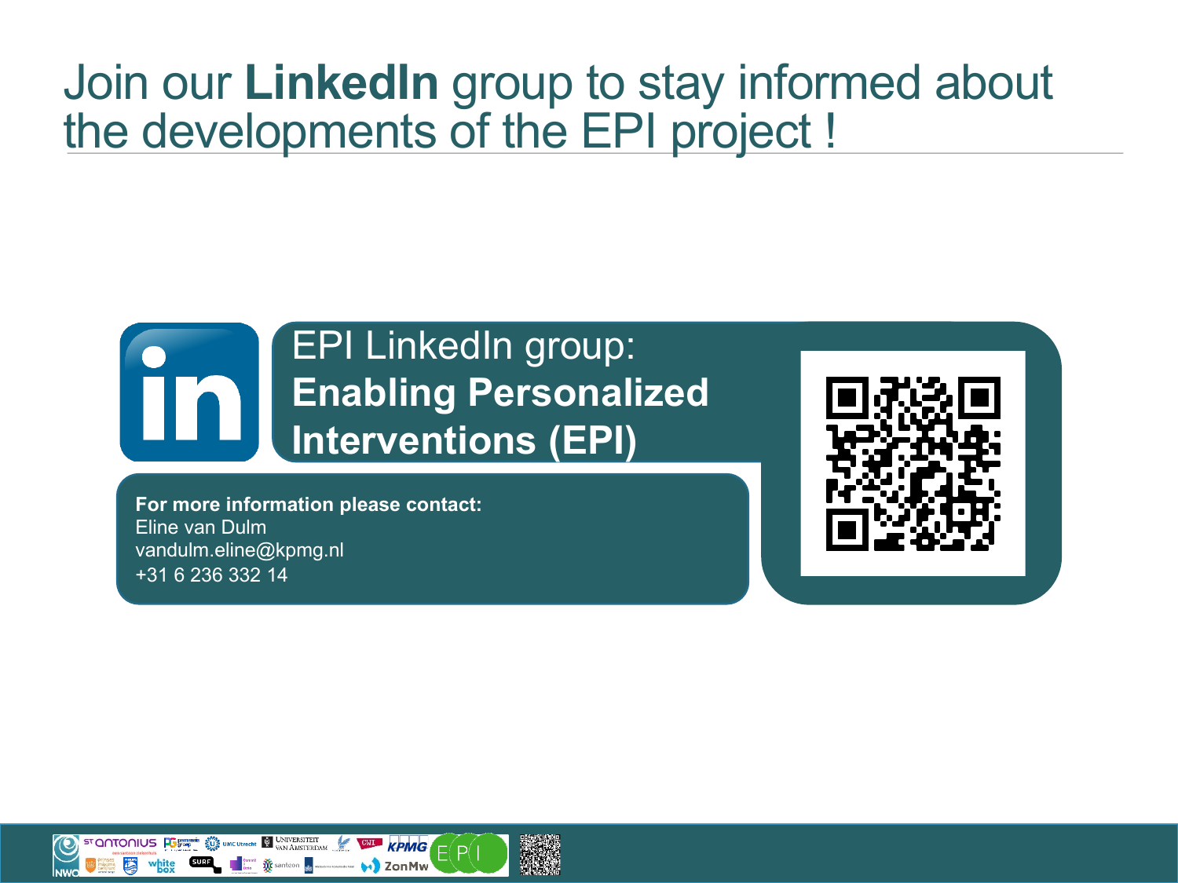# Join our **LinkedIn** group to stay informed about the developments of the EPI project !

EPI LinkedIn group:
**Enabling Personalized Interventions (EPI)**

**For more information please contact:**
Eline van Dulm
vandulm.eline@kpmg.nl
+31 6 236 332 14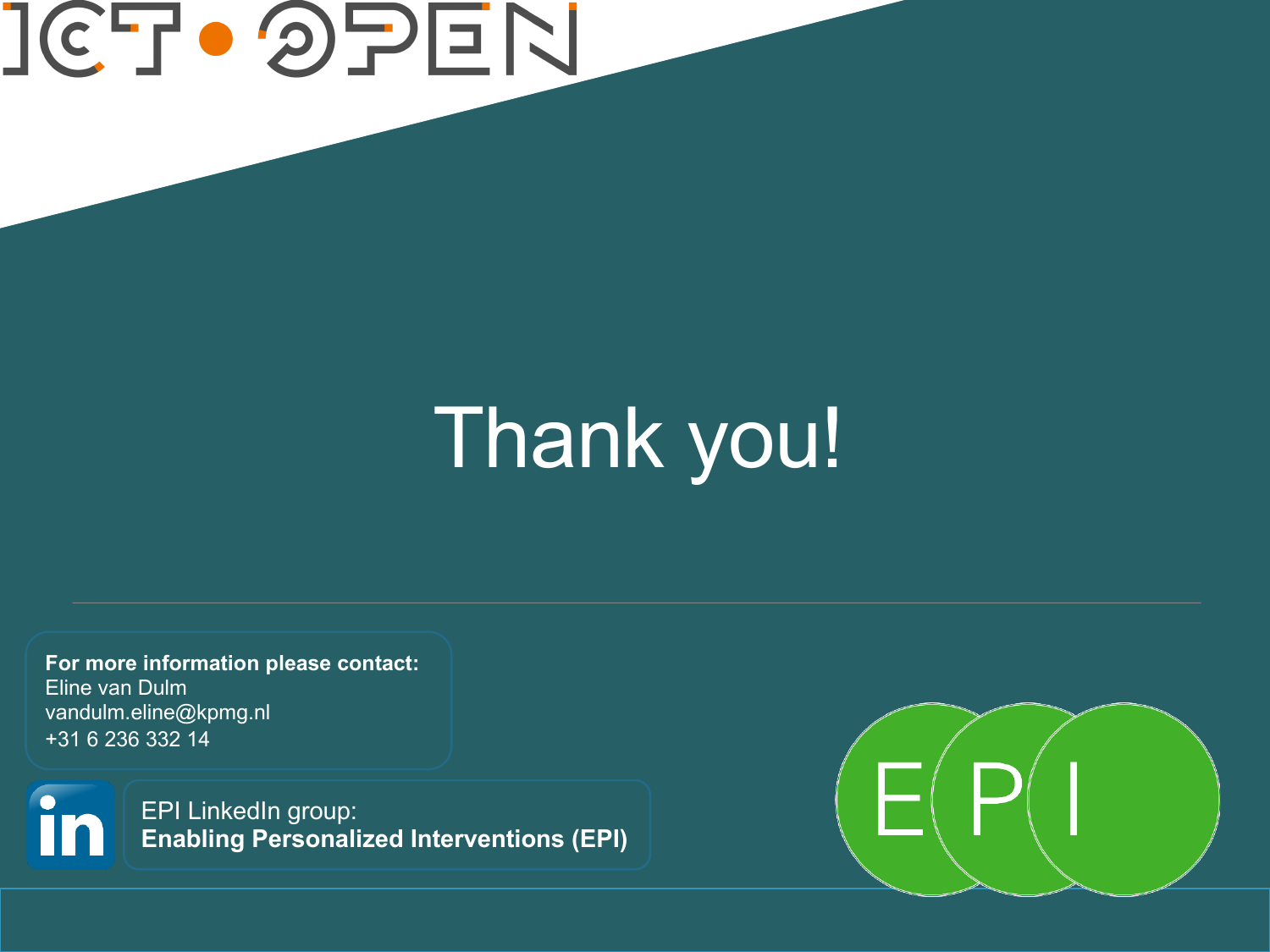# Thank you!

**For more information please contact:**
Eline van Dulm
vandulm.eline@kpmg.nl
+31 6 236 332 14

EPI LinkedIn group:
**Enabling Personalized Interventions (EPI)**